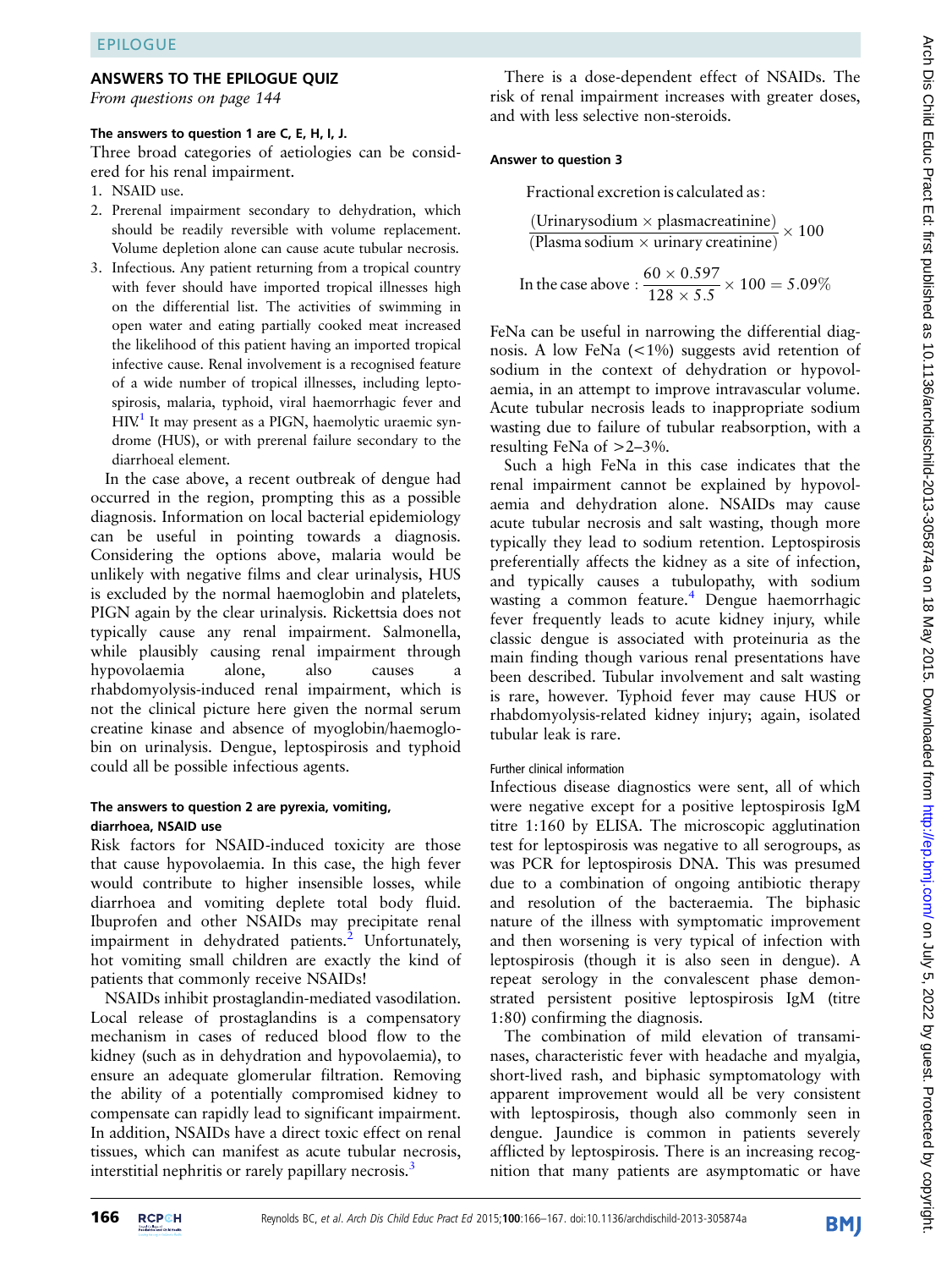## ANSWERS TO THE EPILOGUE QUIZ

*From questions on page 144*

#### The answers to question 1 are C, E, H, I, J.

Three broad categories of aetiologies can be considered for his renal impairment.

1. NSAID use.
2. Prerenal impairment secondary to dehydration, which should be readily reversible with volume replacement. Volume depletion alone can cause acute tubular necrosis.
3. Infectious. Any patient returning from a tropical country with fever should have imported tropical illnesses high on the differential list. The activities of swimming in open water and eating partially cooked meat increased the likelihood of this patient having an imported tropical infective cause. Renal involvement is a recognised feature of a wide number of tropical illnesses, including leptospirosis, malaria, typhoid, viral haemorrhagic fever and HIV.[1] It may present as a PIGN, haemolytic uraemic syndrome (HUS), or with prerenal failure secondary to the diarrhoeal element.

In the case above, a recent outbreak of dengue had occurred in the region, prompting this as a possible diagnosis. Information on local bacterial epidemiology can be useful in pointing towards a diagnosis. Considering the options above, malaria would be unlikely with negative films and clear urinalysis, HUS is excluded by the normal haemoglobin and platelets, PIGN again by the clear urinalysis. Rickettsia does not typically cause any renal impairment. Salmonella, while plausibly causing renal impairment through hypovolaemia alone, also causes a rhabdomyolysis-induced renal impairment, which is not the clinical picture here given the normal serum creatine kinase and absence of myoglobin/haemoglobin on urinalysis. Dengue, leptospirosis and typhoid could all be possible infectious agents.

#### The answers to question 2 are pyrexia, vomiting, diarrhoea, NSAID use

Risk factors for NSAID-induced toxicity are those that cause hypovolaemia. In this case, the high fever would contribute to higher insensible losses, while diarrhoea and vomiting deplete total body fluid. Ibuprofen and other NSAIDs may precipitate renal impairment in dehydrated patients.[2] Unfortunately, hot vomiting small children are exactly the kind of patients that commonly receive NSAIDs!

NSAIDs inhibit prostaglandin-mediated vasodilation. Local release of prostaglandins is a compensatory mechanism in cases of reduced blood flow to the kidney (such as in dehydration and hypovolaemia), to ensure an adequate glomerular filtration. Removing the ability of a potentially compromised kidney to compensate can rapidly lead to significant impairment. In addition, NSAIDs have a direct toxic effect on renal tissues, which can manifest as acute tubular necrosis, interstitial nephritis or rarely papillary necrosis.[3]

There is a dose-dependent effect of NSAIDs. The risk of renal impairment increases with greater doses, and with less selective non-steroids.

#### Answer to question 3

Fractional excretion is calculated as:

$$\frac{(\text{Urinary sodium} \times \text{plasma creatinine})}{(\text{Plasma sodium} \times \text{urinary creatinine})} \times 100$$

$$\text{In the case above}: \frac{60 \times 0.597}{128 \times 5.5} \times 100 = 5.09\%$$

FeNa can be useful in narrowing the differential diagnosis. A low FeNa (<1%) suggests avid retention of sodium in the context of dehydration or hypovolaemia, in an attempt to improve intravascular volume. Acute tubular necrosis leads to inappropriate sodium wasting due to failure of tubular reabsorption, with a resulting FeNa of >2–3%.

Such a high FeNa in this case indicates that the renal impairment cannot be explained by hypovolaemia and dehydration alone. NSAIDs may cause acute tubular necrosis and salt wasting, though more typically they lead to sodium retention. Leptospirosis preferentially affects the kidney as a site of infection, and typically causes a tubulopathy, with sodium wasting a common feature.[4] Dengue haemorrhagic fever frequently leads to acute kidney injury, while classic dengue is associated with proteinuria as the main finding though various renal presentations have been described. Tubular involvement and salt wasting is rare, however. Typhoid fever may cause HUS or rhabdomyolysis-related kidney injury; again, isolated tubular leak is rare.

#### Further clinical information

Infectious disease diagnostics were sent, all of which were negative except for a positive leptospirosis IgM titre 1:160 by ELISA. The microscopic agglutination test for leptospirosis was negative to all serogroups, as was PCR for leptospirosis DNA. This was presumed due to a combination of ongoing antibiotic therapy and resolution of the bacteraemia. The biphasic nature of the illness with symptomatic improvement and then worsening is very typical of infection with leptospirosis (though it is also seen in dengue). A repeat serology in the convalescent phase demonstrated persistent positive leptospirosis IgM (titre 1:80) confirming the diagnosis.

The combination of mild elevation of transaminases, characteristic fever with headache and myalgia, short-lived rash, and biphasic symptomatology with apparent improvement would all be very consistent with leptospirosis, though also commonly seen in dengue. Jaundice is common in patients severely afflicted by leptospirosis. There is an increasing recognition that many patients are asymptomatic or have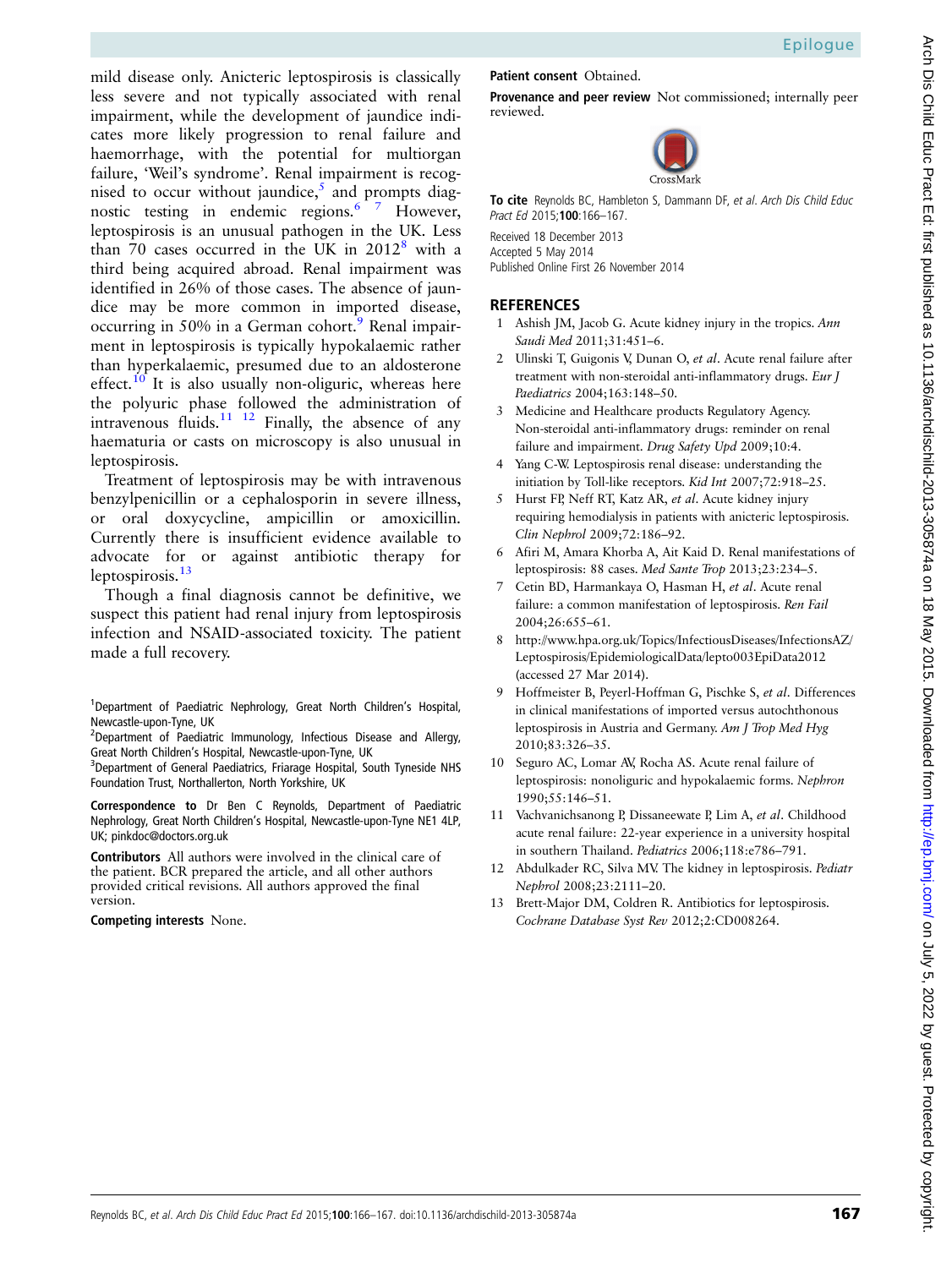mild disease only. Anicteric leptospirosis is classically less severe and not typically associated with renal impairment, while the development of jaundice indicates more likely progression to renal failure and haemorrhage, with the potential for multiorgan failure, 'Weil's syndrome'. Renal impairment is recognised to occur without jaundice,[5] and prompts diagnostic testing in endemic regions.[6 7] However, leptospirosis is an unusual pathogen in the UK. Less than 70 cases occurred in the UK in 2012[8] with a third being acquired abroad. Renal impairment was identified in 26% of those cases. The absence of jaundice may be more common in imported disease, occurring in 50% in a German cohort.[9] Renal impairment in leptospirosis is typically hypokalaemic rather than hyperkalaemic, presumed due to an aldosterone effect.[10] It is also usually non-oliguric, whereas here the polyuric phase followed the administration of intravenous fluids.[11 12] Finally, the absence of any haematuria or casts on microscopy is also unusual in leptospirosis.

Treatment of leptospirosis may be with intravenous benzylpenicillin or a cephalosporin in severe illness, or oral doxycycline, ampicillin or amoxicillin. Currently there is insufficient evidence available to advocate for or against antibiotic therapy for leptospirosis.[13]

Though a final diagnosis cannot be definitive, we suspect this patient had renal injury from leptospirosis infection and NSAID-associated toxicity. The patient made a full recovery.

[1]Department of Paediatric Nephrology, Great North Children's Hospital, Newcastle-upon-Tyne, UK
[2]Department of Paediatric Immunology, Infectious Disease and Allergy, Great North Children's Hospital, Newcastle-upon-Tyne, UK
[3]Department of General Paediatrics, Friarage Hospital, South Tyneside NHS Foundation Trust, Northallerton, North Yorkshire, UK

**Correspondence to** Dr Ben C Reynolds, Department of Paediatric Nephrology, Great North Children's Hospital, Newcastle-upon-Tyne NE1 4LP, UK; pinkdoc@doctors.org.uk

**Contributors** All authors were involved in the clinical care of the patient. BCR prepared the article, and all other authors provided critical revisions. All authors approved the final version.

**Competing interests** None.

**Patient consent** Obtained.

**Provenance and peer review** Not commissioned; internally peer reviewed.

**To cite** Reynolds BC, Hambleton S, Dammann DF, *et al*. *Arch Dis Child Educ Pract Ed* 2015;**100**:166–167.

Received 18 December 2013
Accepted 5 May 2014
Published Online First 26 November 2014

## REFERENCES

1. Ashish JM, Jacob G. Acute kidney injury in the tropics. *Ann Saudi Med* 2011;31:451–6.
2. Ulinski T, Guigonis V, Dunan O, *et al*. Acute renal failure after treatment with non-steroidal anti-inflammatory drugs. *Eur J Paediatrics* 2004;163:148–50.
3. Medicine and Healthcare products Regulatory Agency. Non-steroidal anti-inflammatory drugs: reminder on renal failure and impairment. *Drug Safety Upd* 2009;10:4.
4. Yang C-W. Leptospirosis renal disease: understanding the initiation by Toll-like receptors. *Kid Int* 2007;72:918–25.
5. Hurst FP, Neff RT, Katz AR, *et al*. Acute kidney injury requiring hemodialysis in patients with anicteric leptospirosis. *Clin Nephrol* 2009;72:186–92.
6. Afiri M, Amara Khorba A, Ait Kaid D. Renal manifestations of leptospirosis: 88 cases. *Med Sante Trop* 2013;23:234–5.
7. Cetin BD, Harmankaya O, Hasman H, *et al*. Acute renal failure: a common manifestation of leptospirosis. *Ren Fail* 2004;26:655–61.
8. http://www.hpa.org.uk/Topics/InfectiousDiseases/InfectionsAZ/Leptospirosis/EpidemiologicalData/lepto003EpiData2012 (accessed 27 Mar 2014).
9. Hoffmeister B, Peyerl-Hoffman G, Pischke S, *et al*. Differences in clinical manifestations of imported versus autochthonous leptospirosis in Austria and Germany. *Am J Trop Med Hyg* 2010;83:326–35.
10. Seguro AC, Lomar AV, Rocha AS. Acute renal failure of leptospirosis: nonoliguric and hypokalaemic forms. *Nephron* 1990;55:146–51.
11. Vachvanichsanong P, Dissaneewate P, Lim A, *et al*. Childhood acute renal failure: 22-year experience in a university hospital in southern Thailand. *Pediatrics* 2006;118:e786–791.
12. Abdulkader RC, Silva MV. The kidney in leptospirosis. *Pediatr Nephrol* 2008;23:2111–20.
13. Brett-Major DM, Coldren R. Antibiotics for leptospirosis. *Cochrane Database Syst Rev* 2012;2:CD008264.